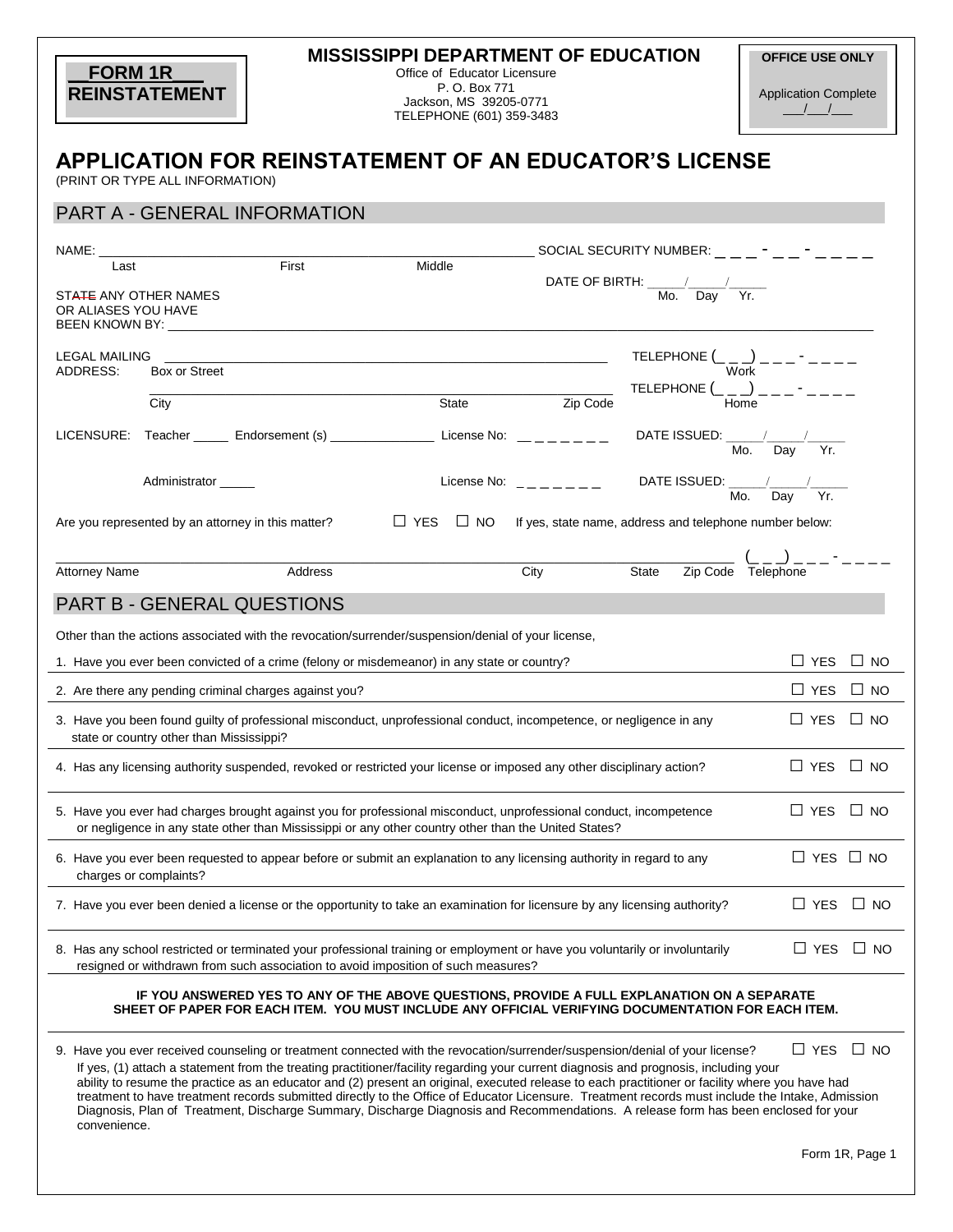**FORM 1R**
**REINSTATEMENT**

**MISSISSIPPI DEPARTMENT OF EDUCATION**
Office of Educator Licensure
P. O. Box 771
Jackson, MS 39205-0771
TELEPHONE (601) 359-3483

**OFFICE USE ONLY**

Application Complete
___/___/___

# APPLICATION FOR REINSTATEMENT OF AN EDUCATOR'S LICENSE

(PRINT OR TYPE ALL INFORMATION)

## PART A - GENERAL INFORMATION

NAME: ______________________________________________ SOCIAL SECURITY NUMBER: _ _ _ - _ _ - _ _ _ _
Last First Middle

DATE OF BIRTH: _____/_____/_____
Mo. Day Yr.

STATE ANY OTHER NAMES OR ALIASES YOU HAVE BEEN KNOWN BY: ______________________________________________

LEGAL MAILING ADDRESS: ______________________________________________ TELEPHONE (_ _ _) _ _ _ - _ _ _ _ Work
Box or Street

______________________________________________ TELEPHONE (_ _ _) _ _ _ - _ _ _ _ Home
City State Zip Code

LICENSURE: Teacher _____ Endorsement (s) _______________ License No: _ _ _ _ _ _ _ DATE ISSUED: _____/_____/_____
Mo. Day Yr.

Administrator _____ License No: _ _ _ _ _ _ _ DATE ISSUED: _____/_____/_____
Mo. Day Yr.

Are you represented by an attorney in this matter? ☐ YES ☐ NO If yes, state name, address and telephone number below:

______________________________________________ (_ _ _) _ _ _ - _ _ _ _
Attorney Name Address City State Zip Code Telephone

## PART B - GENERAL QUESTIONS

Other than the actions associated with the revocation/surrender/suspension/denial of your license,

1. Have you ever been convicted of a crime (felony or misdemeanor) in any state or country? ☐ YES ☐ NO
2. Are there any pending criminal charges against you? ☐ YES ☐ NO
3. Have you been found guilty of professional misconduct, unprofessional conduct, incompetence, or negligence in any state or country other than Mississippi? ☐ YES ☐ NO
4. Has any licensing authority suspended, revoked or restricted your license or imposed any other disciplinary action? ☐ YES ☐ NO
5. Have you ever had charges brought against you for professional misconduct, unprofessional conduct, incompetence or negligence in any state other than Mississippi or any other country other than the United States? ☐ YES ☐ NO
6. Have you ever been requested to appear before or submit an explanation to any licensing authority in regard to any charges or complaints? ☐ YES ☐ NO
7. Have you ever been denied a license or the opportunity to take an examination for licensure by any licensing authority? ☐ YES ☐ NO
8. Has any school restricted or terminated your professional training or employment or have you voluntarily or involuntarily resigned or withdrawn from such association to avoid imposition of such measures? ☐ YES ☐ NO

**IF YOU ANSWERED YES TO ANY OF THE ABOVE QUESTIONS, PROVIDE A FULL EXPLANATION ON A SEPARATE SHEET OF PAPER FOR EACH ITEM. YOU MUST INCLUDE ANY OFFICIAL VERIFYING DOCUMENTATION FOR EACH ITEM.**

9. Have you ever received counseling or treatment connected with the revocation/surrender/suspension/denial of your license? ☐ YES ☐ NO
If yes, (1) attach a statement from the treating practitioner/facility regarding your current diagnosis and prognosis, including your ability to resume the practice as an educator and (2) present an original, executed release to each practitioner or facility where you have had treatment to have treatment records submitted directly to the Office of Educator Licensure. Treatment records must include the Intake, Admission Diagnosis, Plan of Treatment, Discharge Summary, Discharge Diagnosis and Recommendations. A release form has been enclosed for your convenience.

Form 1R, Page 1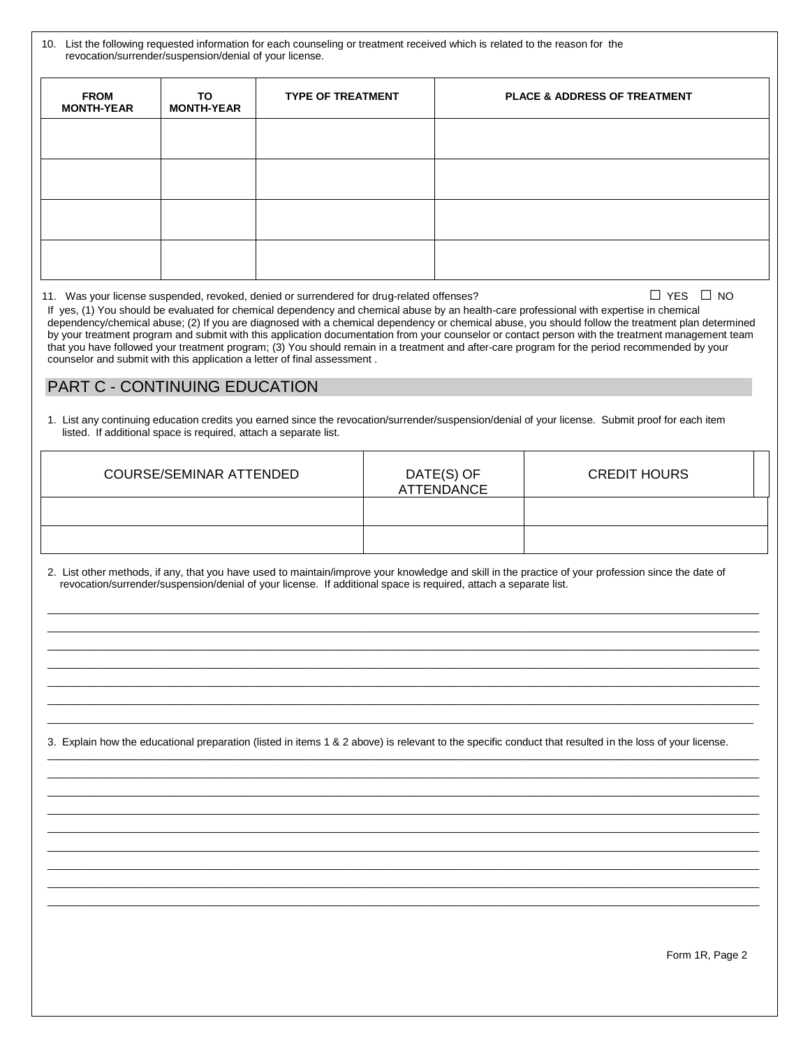10. List the following requested information for each counseling or treatment received which is related to the reason for the revocation/surrender/suspension/denial of your license.

| FROM MONTH-YEAR | TO MONTH-YEAR | TYPE OF TREATMENT | PLACE & ADDRESS OF TREATMENT |
|---|---|---|---|
| | | | |
| | | | |
| | | | |
| | | | |

11. Was your license suspended, revoked, denied or surrendered for drug-related offenses? ☐ YES ☐ NO

If yes, (1) You should be evaluated for chemical dependency and chemical abuse by an health-care professional with expertise in chemical dependency/chemical abuse; (2) If you are diagnosed with a chemical dependency or chemical abuse, you should follow the treatment plan determined by your treatment program and submit with this application documentation from your counselor or contact person with the treatment management team that you have followed your treatment program; (3) You should remain in a treatment and after-care program for the period recommended by your counselor and submit with this application a letter of final assessment .

## PART C - CONTINUING EDUCATION

1. List any continuing education credits you earned since the revocation/surrender/suspension/denial of your license. Submit proof for each item listed. If additional space is required, attach a separate list.

| COURSE/SEMINAR ATTENDED | DATE(S) OF ATTENDANCE | CREDIT HOURS |
|---|---|---|
| | | |
| | | |

2. List other methods, if any, that you have used to maintain/improve your knowledge and skill in the practice of your profession since the date of revocation/surrender/suspension/denial of your license. If additional space is required, attach a separate list.

_______________________________________________________________________________

_______________________________________________________________________________

_______________________________________________________________________________

_______________________________________________________________________________

_______________________________________________________________________________

_______________________________________________________________________________

_______________________________________________________________________________

3. Explain how the educational preparation (listed in items 1 & 2 above) is relevant to the specific conduct that resulted in the loss of your license.

_______________________________________________________________________________

_______________________________________________________________________________

_______________________________________________________________________________

_______________________________________________________________________________

_______________________________________________________________________________

_______________________________________________________________________________

_______________________________________________________________________________

_______________________________________________________________________________

_______________________________________________________________________________

Form 1R, Page 2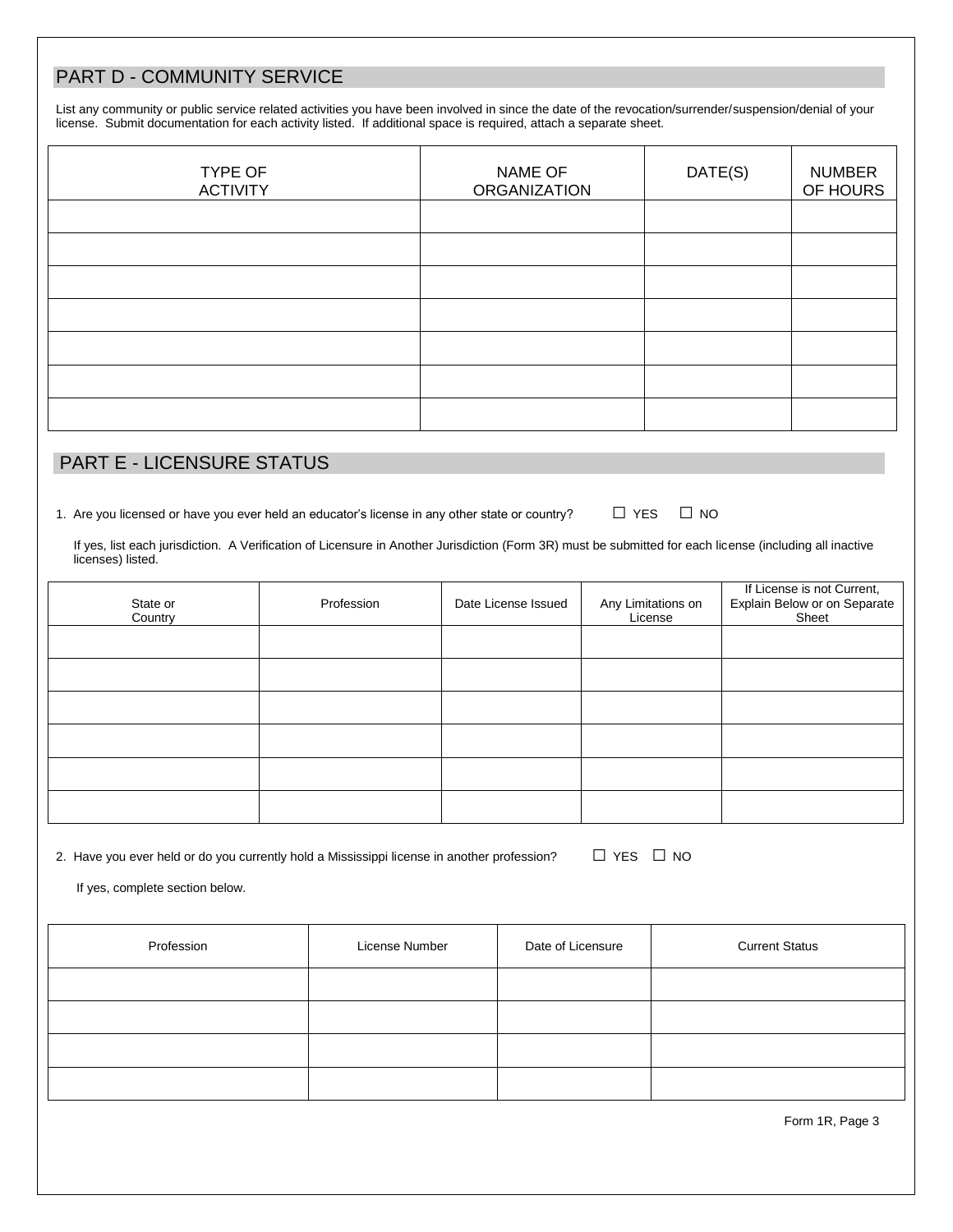## PART D - COMMUNITY SERVICE

List any community or public service related activities you have been involved in since the date of the revocation/surrender/suspension/denial of your license. Submit documentation for each activity listed. If additional space is required, attach a separate sheet.

| TYPE OF ACTIVITY | NAME OF ORGANIZATION | DATE(S) | NUMBER OF HOURS |
|---|---|---|---|
| | | | |
| | | | |
| | | | |
| | | | |
| | | | |
| | | | |
| | | | |

## PART E - LICENSURE STATUS

1. Are you licensed or have you ever held an educator's license in any other state or country? ☐ YES ☐ NO

   If yes, list each jurisdiction. A Verification of Licensure in Another Jurisdiction (Form 3R) must be submitted for each license (including all inactive licenses) listed.

| State or Country | Profession | Date License Issued | Any Limitations on License | If License is not Current, Explain Below or on Separate Sheet |
|---|---|---|---|---|
| | | | | |
| | | | | |
| | | | | |
| | | | | |
| | | | | |
| | | | | |

2. Have you ever held or do you currently hold a Mississippi license in another profession? ☐ YES ☐ NO

   If yes, complete section below.

| Profession | License Number | Date of Licensure | Current Status |
|---|---|---|---|
| | | | |
| | | | |
| | | | |
| | | | |

Form 1R, Page 3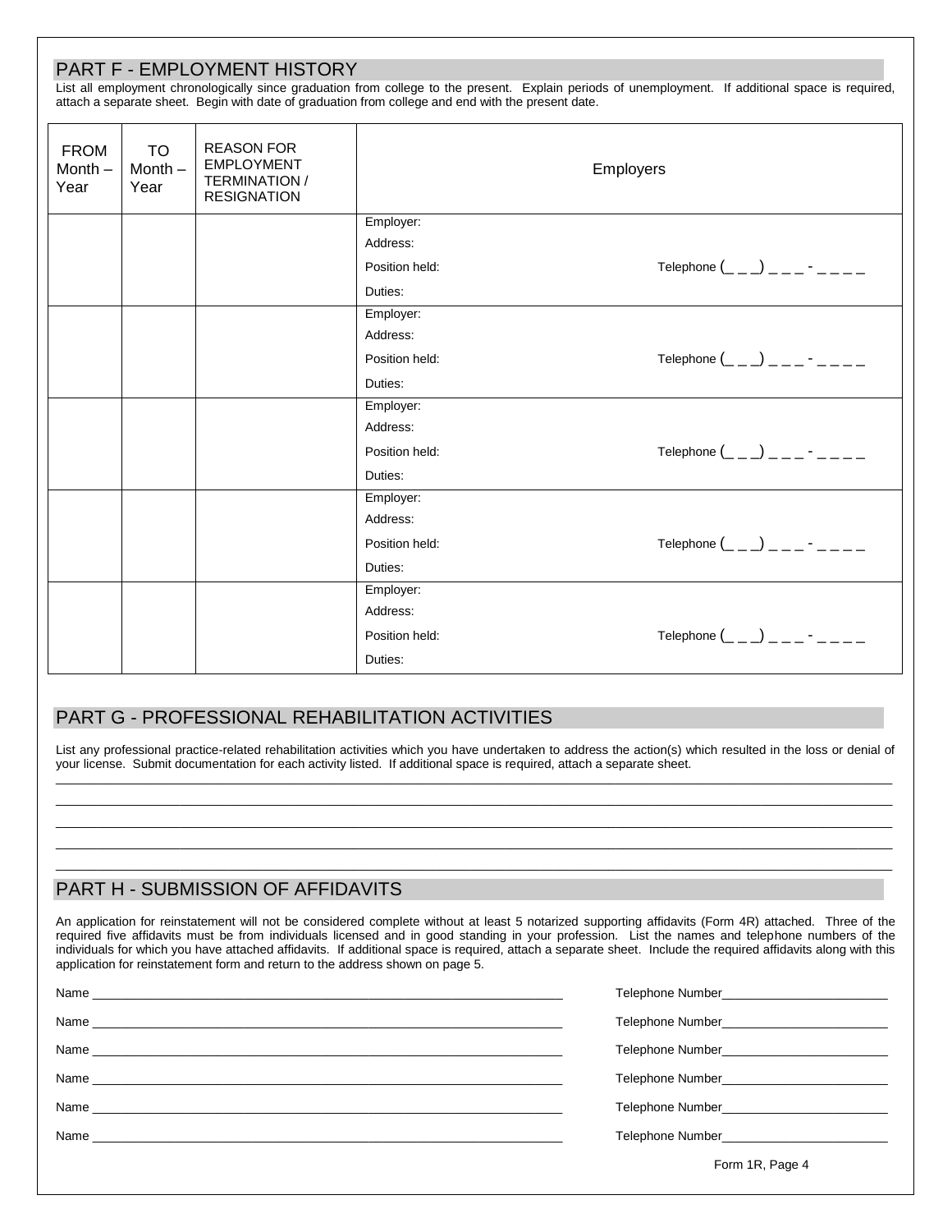## PART F - EMPLOYMENT HISTORY

List all employment chronologically since graduation from college to the present. Explain periods of unemployment. If additional space is required, attach a separate sheet. Begin with date of graduation from college and end with the present date.

| FROM Month – Year | TO Month – Year | REASON FOR EMPLOYMENT TERMINATION / RESIGNATION | Employers |
|---|---|---|---|
| | | | Employer:<br>Address:<br>Position held: Telephone (_ _ _) _ _ _ - _ _ _ _<br>Duties: |
| | | | Employer:<br>Address:<br>Position held: Telephone (_ _ _) _ _ _ - _ _ _ _<br>Duties: |
| | | | Employer:<br>Address:<br>Position held: Telephone (_ _ _) _ _ _ - _ _ _ _<br>Duties: |
| | | | Employer:<br>Address:<br>Position held: Telephone (_ _ _) _ _ _ - _ _ _ _<br>Duties: |
| | | | Employer:<br>Address:<br>Position held: Telephone (_ _ _) _ _ _ - _ _ _ _<br>Duties: |

## PART G - PROFESSIONAL REHABILITATION ACTIVITIES

List any professional practice-related rehabilitation activities which you have undertaken to address the action(s) which resulted in the loss or denial of your license. Submit documentation for each activity listed. If additional space is required, attach a separate sheet.

____________________________________________________________________________

____________________________________________________________________________

____________________________________________________________________________

____________________________________________________________________________

____________________________________________________________________________

## PART H - SUBMISSION OF AFFIDAVITS

An application for reinstatement will not be considered complete without at least 5 notarized supporting affidavits (Form 4R) attached. Three of the required five affidavits must be from individuals licensed and in good standing in your profession. List the names and telephone numbers of the individuals for which you have attached affidavits. If additional space is required, attach a separate sheet. Include the required affidavits along with this application for reinstatement form and return to the address shown on page 5.

Name ____________________________________ Telephone Number____________________

Name ____________________________________ Telephone Number____________________

Name ____________________________________ Telephone Number____________________

Name ____________________________________ Telephone Number____________________

Name ____________________________________ Telephone Number____________________

Name ____________________________________ Telephone Number____________________

Form 1R, Page 4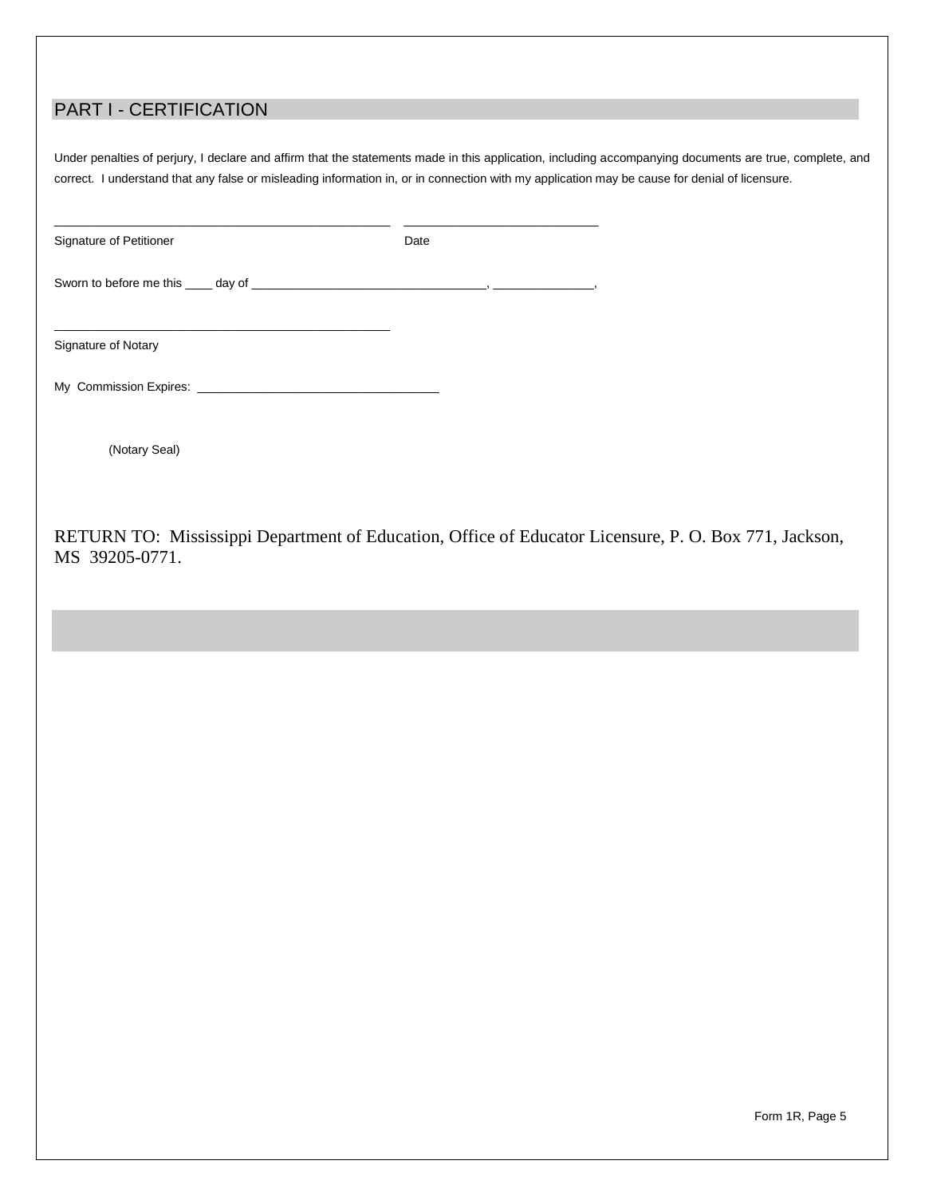## PART I - CERTIFICATION

Under penalties of perjury, I declare and affirm that the statements made in this application, including accompanying documents are true, complete, and correct. I understand that any false or misleading information in, or in connection with my application may be cause for denial of licensure.

_______________________________________________ ____________________________

Signature of Petitioner Date

Sworn to before me this ____ day of ___________________________________, _______________,

_______________________________________________

Signature of Notary

My Commission Expires: ___________________________________

(Notary Seal)

RETURN TO: Mississippi Department of Education, Office of Educator Licensure, P. O. Box 771, Jackson, MS 39205-0771.

Form 1R, Page 5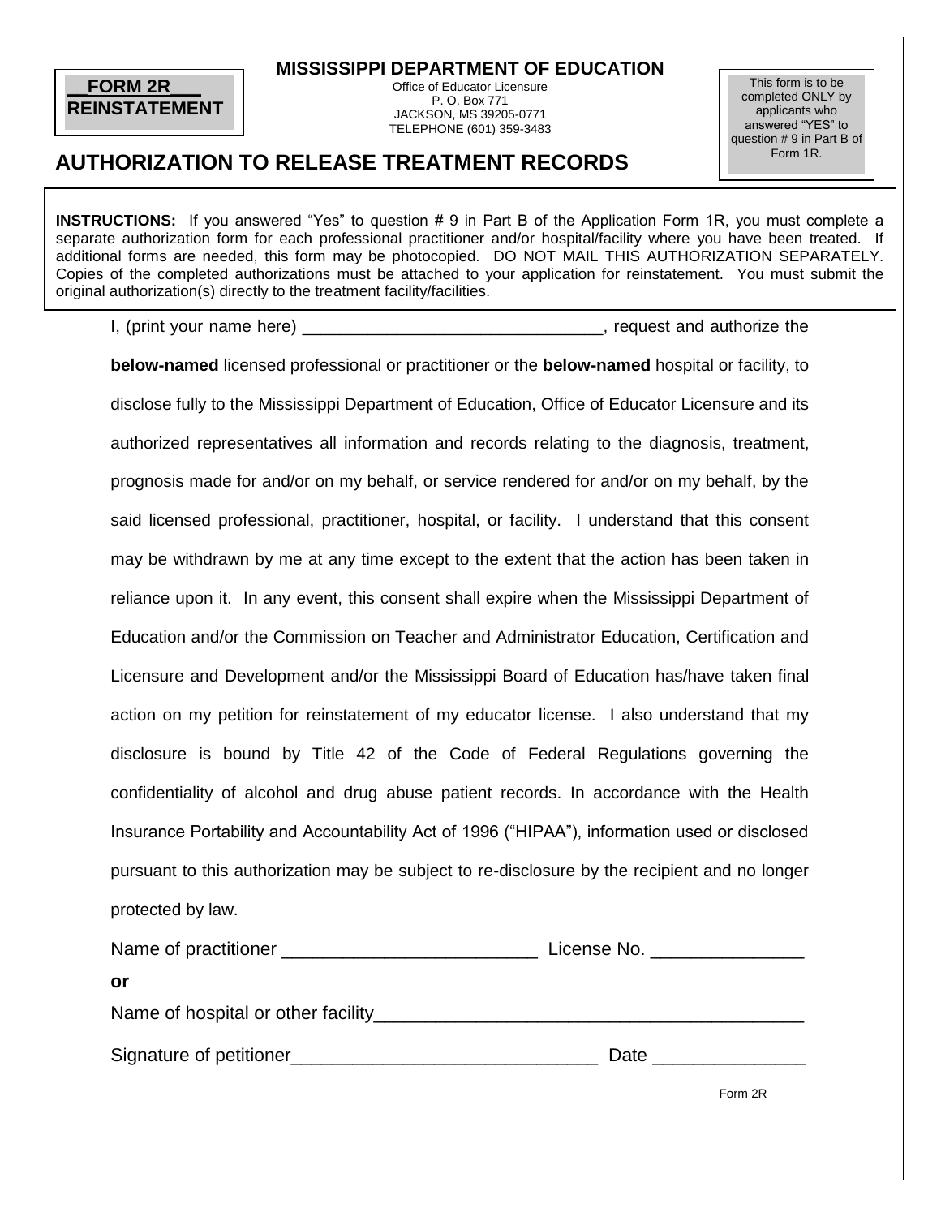**FORM 2R**
**REINSTATEMENT**

**MISSISSIPPI DEPARTMENT OF EDUCATION**
Office of Educator Licensure
P. O. Box 771
JACKSON, MS 39205-0771
TELEPHONE (601) 359-3483

This form is to be completed ONLY by applicants who answered "YES" to question # 9 in Part B of Form 1R.

## AUTHORIZATION TO RELEASE TREATMENT RECORDS

**INSTRUCTIONS:** If you answered "Yes" to question # 9 in Part B of the Application Form 1R, you must complete a separate authorization form for each professional practitioner and/or hospital/facility where you have been treated. If additional forms are needed, this form may be photocopied. DO NOT MAIL THIS AUTHORIZATION SEPARATELY. Copies of the completed authorizations must be attached to your application for reinstatement. You must submit the original authorization(s) directly to the treatment facility/facilities.

I, (print your name here) ________________________________, request and authorize the **below-named** licensed professional or practitioner or the **below-named** hospital or facility, to disclose fully to the Mississippi Department of Education, Office of Educator Licensure and its authorized representatives all information and records relating to the diagnosis, treatment, prognosis made for and/or on my behalf, or service rendered for and/or on my behalf, by the said licensed professional, practitioner, hospital, or facility. I understand that this consent may be withdrawn by me at any time except to the extent that the action has been taken in reliance upon it. In any event, this consent shall expire when the Mississippi Department of Education and/or the Commission on Teacher and Administrator Education, Certification and Licensure and Development and/or the Mississippi Board of Education has/have taken final action on my petition for reinstatement of my educator license. I also understand that my disclosure is bound by Title 42 of the Code of Federal Regulations governing the confidentiality of alcohol and drug abuse patient records. In accordance with the Health Insurance Portability and Accountability Act of 1996 ("HIPAA"), information used or disclosed pursuant to this authorization may be subject to re-disclosure by the recipient and no longer protected by law.

Name of practitioner _________________________ License No. _______________

**or**

Name of hospital or other facility__________________________________________

Signature of petitioner______________________________ Date _______________

Form 2R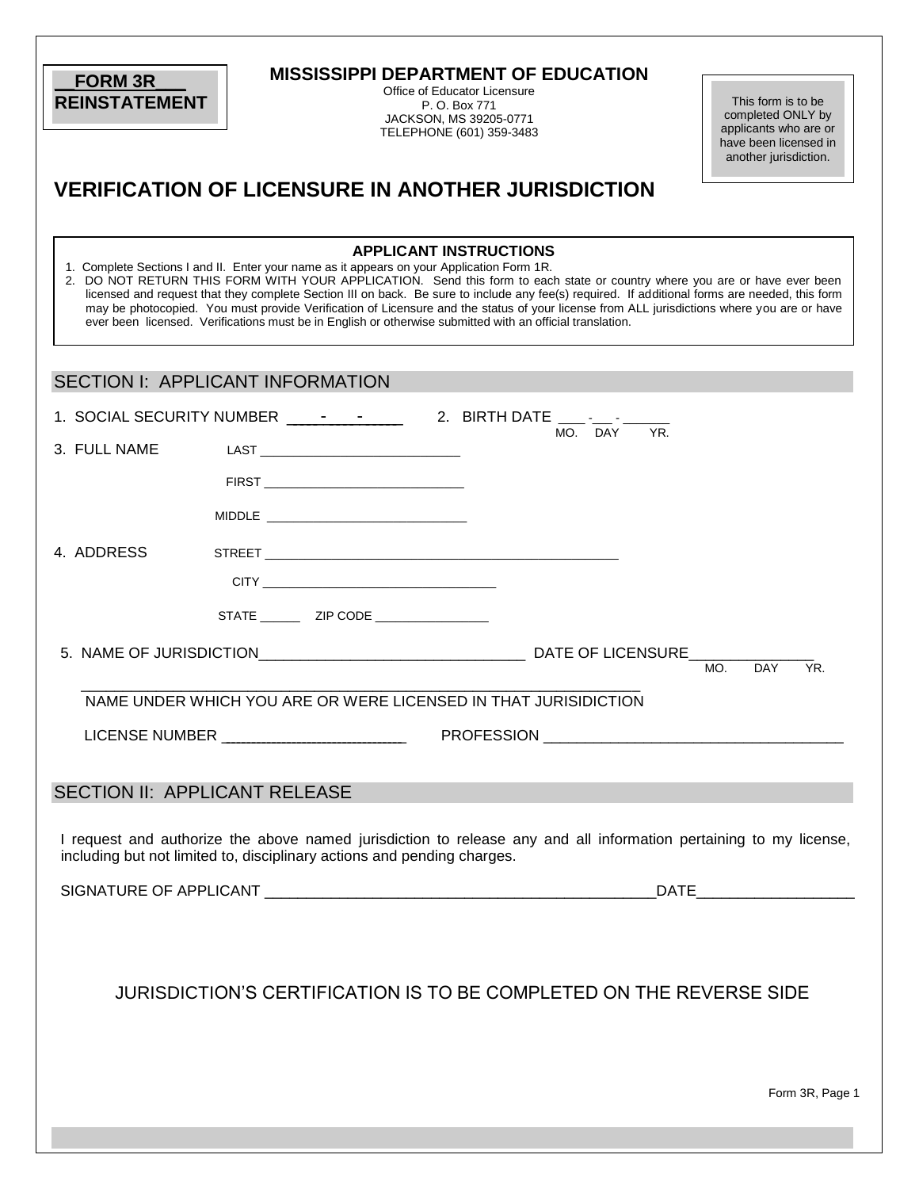**FORM 3R**
**REINSTATEMENT**

**MISSISSIPPI DEPARTMENT OF EDUCATION**
Office of Educator Licensure
P. O. Box 771
JACKSON, MS 39205-0771
TELEPHONE (601) 359-3483

This form is to be completed ONLY by applicants who are or have been licensed in another jurisdiction.

# VERIFICATION OF LICENSURE IN ANOTHER JURISDICTION

**APPLICANT INSTRUCTIONS**

1. Complete Sections I and II. Enter your name as it appears on your Application Form 1R.
2. DO NOT RETURN THIS FORM WITH YOUR APPLICATION. Send this form to each state or country where you are or have ever been licensed and request that they complete Section III on back. Be sure to include any fee(s) required. If additional forms are needed, this form may be photocopied. You must provide Verification of Licensure and the status of your license from ALL jurisdictions where you are or have ever been licensed. Verifications must be in English or otherwise submitted with an official translation.

## SECTION I: APPLICANT INFORMATION

1. SOCIAL SECURITY NUMBER ____-____-______ 2. BIRTH DATE ___-___-______ (MO. DAY YR.)

3. FULL NAME
   LAST ____________________________
   FIRST ____________________________
   MIDDLE ____________________________

4. ADDRESS
   STREET ________________________________________________
   CITY ________________________________
   STATE ______ ZIP CODE ________________

5. NAME OF JURISDICTION ________________________________ DATE OF LICENSURE ______________ (MO. DAY YR.)

   ________________________________________________________________
   NAME UNDER WHICH YOU ARE OR WERE LICENSED IN THAT JURISIDICTION

   LICENSE NUMBER ________________________ PROFESSION ____________________________________

## SECTION II: APPLICANT RELEASE

I request and authorize the above named jurisdiction to release any and all information pertaining to my license, including but not limited to, disciplinary actions and pending charges.

SIGNATURE OF APPLICANT ______________________________________________ DATE __________________

JURISDICTION'S CERTIFICATION IS TO BE COMPLETED ON THE REVERSE SIDE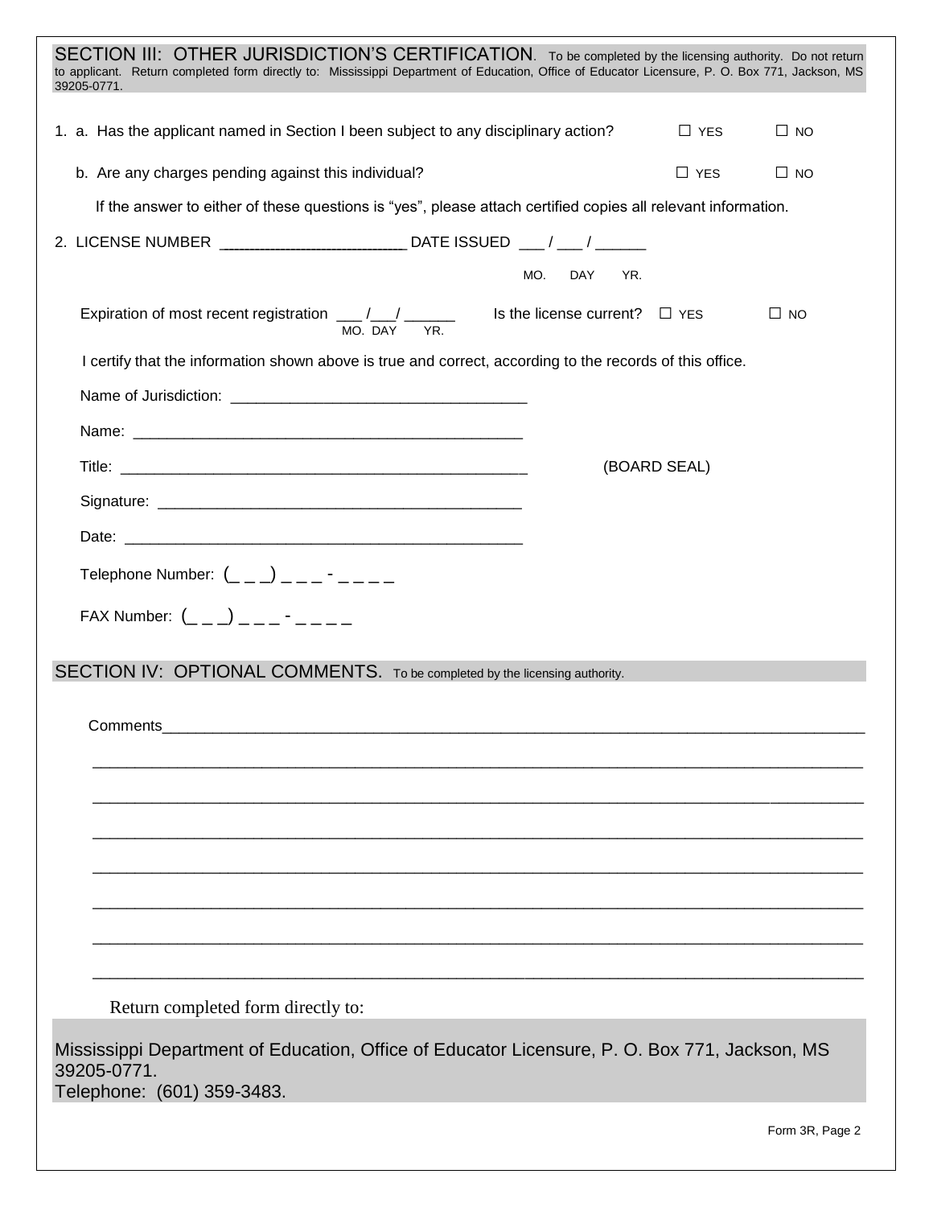## SECTION III: OTHER JURISDICTION'S CERTIFICATION.

To be completed by the licensing authority. Do not return to applicant. Return completed form directly to: Mississippi Department of Education, Office of Educator Licensure, P. O. Box 771, Jackson, MS 39205-0771.

1. a. Has the applicant named in Section I been subject to any disciplinary action? ☐ YES ☐ NO

   b. Are any charges pending against this individual? ☐ YES ☐ NO

   If the answer to either of these questions is "yes", please attach certified copies all relevant information.

2. LICENSE NUMBER ________________________ DATE ISSUED ___ / ___ / ______
   MO. DAY YR.

   Expiration of most recent registration ___ /___/ ______ Is the license current? ☐ YES ☐ NO
   MO. DAY YR.

   I certify that the information shown above is true and correct, according to the records of this office.

   Name of Jurisdiction: ___________________________________

   Name: ______________________________________________

   Title: _______________________________________________ (BOARD SEAL)

   Signature: __________________________________________

   Date: _______________________________________________

   Telephone Number: (_ _ _) _ _ _ - _ _ _ _

   FAX Number: (_ _ _) _ _ _ - _ _ _ _

## SECTION IV: OPTIONAL COMMENTS.

To be completed by the licensing authority.

Comments_____________________________________________________________________________________

_____________________________________________________________________________________

_____________________________________________________________________________________

_____________________________________________________________________________________

_____________________________________________________________________________________

_____________________________________________________________________________________

_____________________________________________________________________________________

_____________________________________________________________________________________

Return completed form directly to:

Mississippi Department of Education, Office of Educator Licensure, P. O. Box 771, Jackson, MS 39205-0771.
Telephone: (601) 359-3483.

Form 3R, Page 2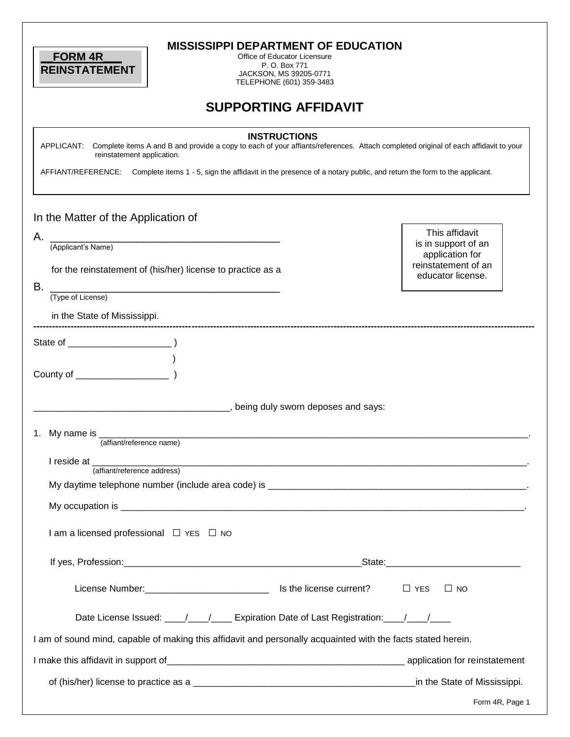**FORM 4R**
**REINSTATEMENT**

# MISSISSIPPI DEPARTMENT OF EDUCATION

Office of Educator Licensure
P. O. Box 771
JACKSON, MS 39205-0771
TELEPHONE (601) 359-3483

## SUPPORTING AFFIDAVIT

**INSTRUCTIONS**

APPLICANT: Complete items A and B and provide a copy to each of your affiants/references. Attach completed original of each affidavit to your reinstatement application.

AFFIANT/REFERENCE: Complete items 1 - 5, sign the affidavit in the presence of a notary public, and return the form to the applicant.

In the Matter of the Application of

A. ________________________________________
(Applicant's Name)

for the reinstatement of (his/her) license to practice as a

B. ________________________________________
(Type of License)

in the State of Mississippi.

> This affidavit is in support of an application for reinstatement of an educator license.

---

State of ___________________ )
)
County of _________________ )

____________________________________, being duly sworn deposes and says:

1. My name is ______________________________________________________________________________.
(affiant/reference name)

I reside at ________________________________________________________________________________.
(affiant/reference address)

My daytime telephone number (include area code) is _________________________________________________.

My occupation is ____________________________________________________________________________.

I am a licensed professional ☐ YES ☐ NO

If yes, Profession:____________________________________________State:_________________________

License Number:________________________ Is the license current? ☐ YES ☐ NO

Date License Issued: ____/____/____ Expiration Date of Last Registration:____/____/____

I am of sound mind, capable of making this affidavit and personally acquainted with the facts stated herein.

I make this affidavit in support of_____________________________________________ application for reinstatement of (his/her) license to practice as a __________________________________________in the State of Mississippi.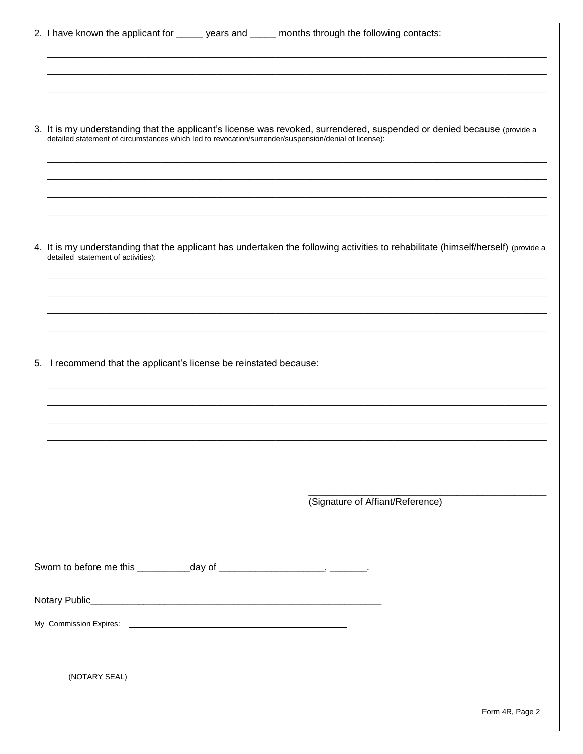2. I have known the applicant for _____ years and _____ months through the following contacts:

_______________________________________________________________________________

_______________________________________________________________________________

_______________________________________________________________________________

3. It is my understanding that the applicant's license was revoked, surrendered, suspended or denied because (provide a detailed statement of circumstances which led to revocation/surrender/suspension/denial of license):

_______________________________________________________________________________

_______________________________________________________________________________

_______________________________________________________________________________

_______________________________________________________________________________

4. It is my understanding that the applicant has undertaken the following activities to rehabilitate (himself/herself) (provide a detailed statement of activities):

_______________________________________________________________________________

_______________________________________________________________________________

_______________________________________________________________________________

_______________________________________________________________________________

5. I recommend that the applicant's license be reinstated because:

_______________________________________________________________________________

_______________________________________________________________________________

_______________________________________________________________________________

_______________________________________________________________________________

_____________________________________________
(Signature of Affiant/Reference)

Sworn to before me this __________day of ____________________, _______.

Notary Public_________________________________________________________

My Commission Expires: _____________________________________________

(NOTARY SEAL)

Form 4R, Page 2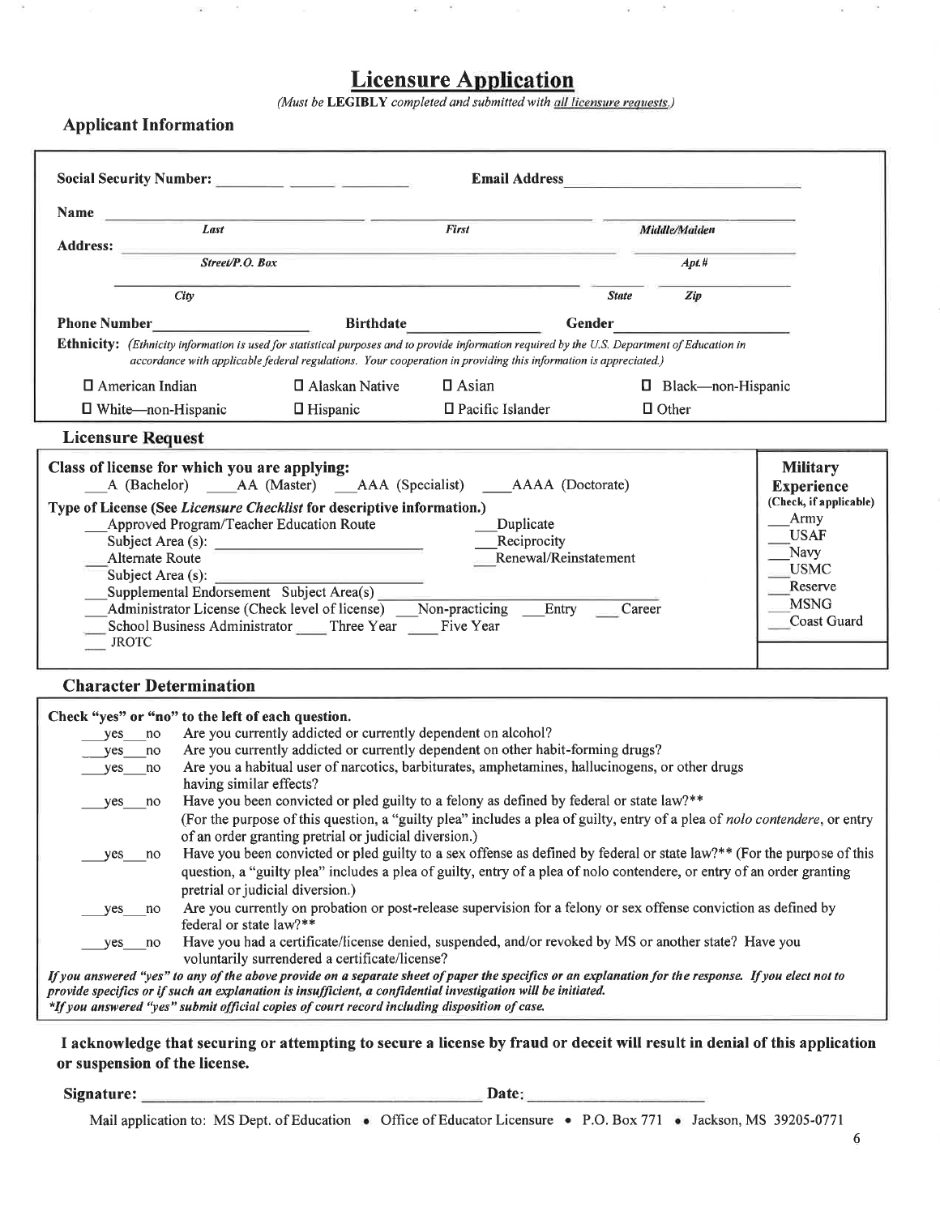# Licensure Application

*(Must be* **LEGIBLY** *completed and submitted with all licensure requests.)*

## Applicant Information

**Social Security Number:** _______ _____ _______ **Email Address** ____________________

**Name** ____________________ ____________________ ____________________
*Last* *First* *Middle/Maiden*

**Address:** ________________________________________ ________
*Street/P.O. Box* *Apt.#*

________________________________________ ______ ________
*City* *State* *Zip*

**Phone Number** ____________ **Birthdate** ____________ **Gender** ____________

**Ethnicity:** *(Ethnicity information is used for statistical purposes and to provide information required by the U.S. Department of Education in accordance with applicable federal regulations. Your cooperation in providing this information is appreciated.)*

- ☐ American Indian
- ☐ Alaskan Native
- ☐ Asian
- ☐ Black—non-Hispanic
- ☐ White—non-Hispanic
- ☐ Hispanic
- ☐ Pacific Islander
- ☐ Other

## Licensure Request

**Class of license for which you are applying:**

___A (Bachelor) ___AA (Master) ___AAA (Specialist) ___AAAA (Doctorate)

**Type of License (See *Licensure Checklist* for descriptive information.)**

- ___Approved Program/Teacher Education Route
  - Subject Area (s): ____________________
- ___Alternate Route
  - Subject Area (s): ____________________
- ___Supplemental Endorsement Subject Area(s) ____________________
- ___Administrator License (Check level of license) ___Non-practicing ___Entry ___Career
- ___School Business Administrator ___Three Year ___Five Year
- ___JROTC
- ___Duplicate
- ___Reciprocity
- ___Renewal/Reinstatement

**Military Experience**
**(Check, if applicable)**

- ___Army
- ___USAF
- ___Navy
- ___USMC
- ___Reserve
- ___MSNG
- ___Coast Guard

## Character Determination

**Check "yes" or "no" to the left of each question.**

- ___yes___no Are you currently addicted or currently dependent on alcohol?
- ___yes___no Are you currently addicted or currently dependent on other habit-forming drugs?
- ___yes___no Are you a habitual user of narcotics, barbiturates, amphetamines, hallucinogens, or other drugs having similar effects?
- ___yes___no Have you been convicted or pled guilty to a felony as defined by federal or state law?** (For the purpose of this question, a "guilty plea" includes a plea of guilty, entry of a plea of *nolo contendere*, or entry of an order granting pretrial or judicial diversion.)
- ___yes___no Have you been convicted or pled guilty to a sex offense as defined by federal or state law?** (For the purpose of this question, a "guilty plea" includes a plea of guilty, entry of a plea of nolo contendere, or entry of an order granting pretrial or judicial diversion.)
- ___yes___no Are you currently on probation or post-release supervision for a felony or sex offense conviction as defined by federal or state law?**
- ___yes___no Have you had a certificate/license denied, suspended, and/or revoked by MS or another state? Have you voluntarily surrendered a certificate/license?

*If you answered "yes" to any of the above provide on a separate sheet of paper the specifics or an explanation for the response. If you elect not to provide specifics or if such an explanation is insufficient, a confidential investigation will be initiated.*
*\*If you answered "yes" submit official copies of court record including disposition of case.*

**I acknowledge that securing or attempting to secure a license by fraud or deceit will result in denial of this application or suspension of the license.**

**Signature:** ________________________________ **Date:** ________________

Mail application to: MS Dept. of Education • Office of Educator Licensure • P.O. Box 771 • Jackson, MS 39205-0771